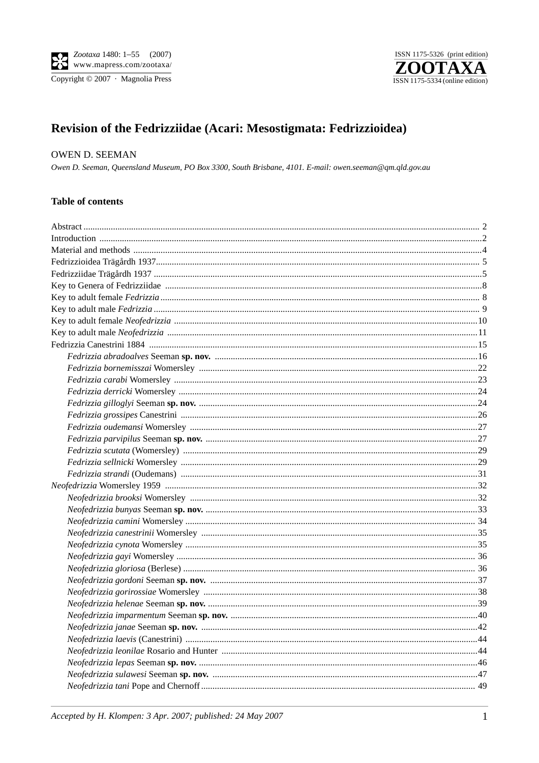# Revision of the Fedrizziidae (Acari: Mesostigmata: Fedrizzioidea)

OWEN D. SEEMAN

*Owen D. Seeman, Queensland Museum, PO Box 3300, South Brisbane, 4101. E-mail: owen.seeman@qm.qld.gov.au*

## Table of contents

- Abstract ... 2
- Introduction ... 2
- Material and methods ... 4
- Fedrizzioidea Trägårdh 1937 ... 5
- Fedrizziidae Trägårdh 1937 ... 5
- Key to Genera of Fedrizziidae ... 8
- Key to adult female *Fedrizzia* ... 8
- Key to adult male *Fedrizzia* ... 9
- Key to adult female *Neofedrizzia* ... 10
- Key to adult male *Neofedrizzia* ... 11
- Fedrizzia Canestrini 1884 ... 15
  - *Fedrizzia abradoalves* Seeman **sp. nov.** ... 16
  - *Fedrizzia bornemisszai* Womersley ... 22
  - *Fedrizzia carabi* Womersley ... 23
  - *Fedrizzia derricki* Womersley ... 24
  - *Fedrizzia gilloglyi* Seeman **sp. nov.** ... 24
  - *Fedrizzia grossipes* Canestrini ... 26
  - *Fedrizzia oudemansi* Womersley ... 27
  - *Fedrizzia parvipilus* Seeman **sp. nov.** ... 27
  - *Fedrizzia scutata* (Womersley) ... 29
  - *Fedrizzia sellnicki* Womersley ... 29
  - *Fedrizzia strandi* (Oudemans) ... 31
- *Neofedrizzia* Womersley 1959 ... 32
  - *Neofedrizzia brooksi* Womersley ... 32
  - *Neofedrizzia bunyas* Seeman **sp. nov.** ... 33
  - *Neofedrizzia camini* Womersley ... 34
  - *Neofedrizzia canestrinii* Womersley ... 35
  - *Neofedrizzia cynota* Womersley ... 35
  - *Neofedrizzia gayi* Womersley ... 36
  - *Neofedrizzia gloriosa* (Berlese) ... 36
  - *Neofedrizzia gordoni* Seeman **sp. nov.** ... 37
  - *Neofedrizzia gorirossiae* Womersley ... 38
  - *Neofedrizzia helenae* Seeman **sp. nov.** ... 39
  - *Neofedrizzia imparmentum* Seeman **sp. nov.** ... 40
  - *Neofedrizzia janae* Seeman **sp. nov.** ... 42
  - *Neofedrizzia laevis* (Canestrini) ... 44
  - *Neofedrizzia leonilae* Rosario and Hunter ... 44
  - *Neofedrizzia lepas* Seeman **sp. nov.** ... 46
  - *Neofedrizzia sulawesi* Seeman **sp. nov.** ... 47
  - *Neofedrizzia tani* Pope and Chernoff ... 49

*Accepted by H. Klompen: 3 Apr. 2007; published: 24 May 2007*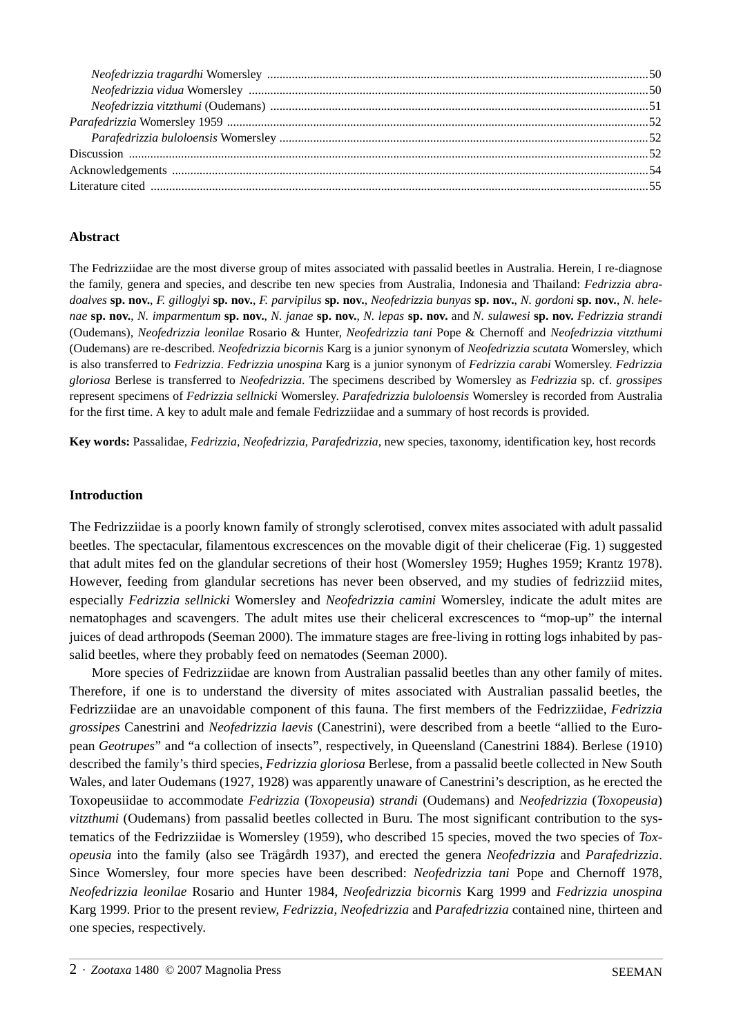*Neofedrizzia tragardhi* Womersley ....................................................................................................................50
*Neofedrizzia vidua* Womersley ..........................................................................................................................50
*Neofedrizzia vitzthumi* (Oudemans) ...................................................................................................................51
*Parafedrizzia* Womersley 1959 .................................................................................................................................52
*Parafedrizzia buloloensis* Womersley ..................................................................................................................52
Discussion .........................................................................................................................................................................52
Acknowledgements ..........................................................................................................................................................54
Literature cited ..................................................................................................................................................................55

## Abstract

The Fedrizziidae are the most diverse group of mites associated with passalid beetles in Australia. Herein, I re-diagnose the family, genera and species, and describe ten new species from Australia, Indonesia and Thailand: *Fedrizzia abradoalves* **sp. nov.**, *F. gilloglyi* **sp. nov.**, *F. parvipilus* **sp. nov.**, *Neofedrizzia bunyas* **sp. nov.**, *N. gordoni* **sp. nov.**, *N. helenae* **sp. nov.**, *N. imparmentum* **sp. nov.**, *N. janae* **sp. nov.**, *N. lepas* **sp. nov.** and *N. sulawesi* **sp. nov.** *Fedrizzia strandi* (Oudemans), *Neofedrizzia leonilae* Rosario & Hunter, *Neofedrizzia tani* Pope & Chernoff and *Neofedrizzia vitzthumi* (Oudemans) are re-described. *Neofedrizzia bicornis* Karg is a junior synonym of *Neofedrizzia scutata* Womersley, which is also transferred to *Fedrizzia*. *Fedrizzia unospina* Karg is a junior synonym of *Fedrizzia carabi* Womersley. *Fedrizzia gloriosa* Berlese is transferred to *Neofedrizzia*. The specimens described by Womersley as *Fedrizzia* sp. cf. *grossipes* represent specimens of *Fedrizzia sellnicki* Womersley. *Parafedrizzia buloloensis* Womersley is recorded from Australia for the first time. A key to adult male and female Fedrizziidae and a summary of host records is provided.

**Key words:** Passalidae, *Fedrizzia*, *Neofedrizzia*, *Parafedrizzia*, new species, taxonomy, identification key, host records

## Introduction

The Fedrizziidae is a poorly known family of strongly sclerotised, convex mites associated with adult passalid beetles. The spectacular, filamentous excrescences on the movable digit of their chelicerae (Fig. 1) suggested that adult mites fed on the glandular secretions of their host (Womersley 1959; Hughes 1959; Krantz 1978). However, feeding from glandular secretions has never been observed, and my studies of fedrizziid mites, especially *Fedrizzia sellnicki* Womersley and *Neofedrizzia camini* Womersley, indicate the adult mites are nematophages and scavengers. The adult mites use their cheliceral excrescences to "mop-up" the internal juices of dead arthropods (Seeman 2000). The immature stages are free-living in rotting logs inhabited by passalid beetles, where they probably feed on nematodes (Seeman 2000).

More species of Fedrizziidae are known from Australian passalid beetles than any other family of mites. Therefore, if one is to understand the diversity of mites associated with Australian passalid beetles, the Fedrizziidae are an unavoidable component of this fauna. The first members of the Fedrizziidae, *Fedrizzia grossipes* Canestrini and *Neofedrizzia laevis* (Canestrini), were described from a beetle "allied to the European *Geotrupes*" and "a collection of insects", respectively, in Queensland (Canestrini 1884). Berlese (1910) described the family's third species, *Fedrizzia gloriosa* Berlese, from a passalid beetle collected in New South Wales, and later Oudemans (1927, 1928) was apparently unaware of Canestrini's description, as he erected the Toxopeusiidae to accommodate *Fedrizzia* (*Toxopeusia*) *strandi* (Oudemans) and *Neofedrizzia* (*Toxopeusia*) *vitzthumi* (Oudemans) from passalid beetles collected in Buru. The most significant contribution to the systematics of the Fedrizziidae is Womersley (1959), who described 15 species, moved the two species of *Toxopeusia* into the family (also see Trägårdh 1937), and erected the genera *Neofedrizzia* and *Parafedrizzia*. Since Womersley, four more species have been described: *Neofedrizzia tani* Pope and Chernoff 1978, *Neofedrizzia leonilae* Rosario and Hunter 1984, *Neofedrizzia bicornis* Karg 1999 and *Fedrizzia unospina* Karg 1999. Prior to the present review, *Fedrizzia*, *Neofedrizzia* and *Parafedrizzia* contained nine, thirteen and one species, respectively.